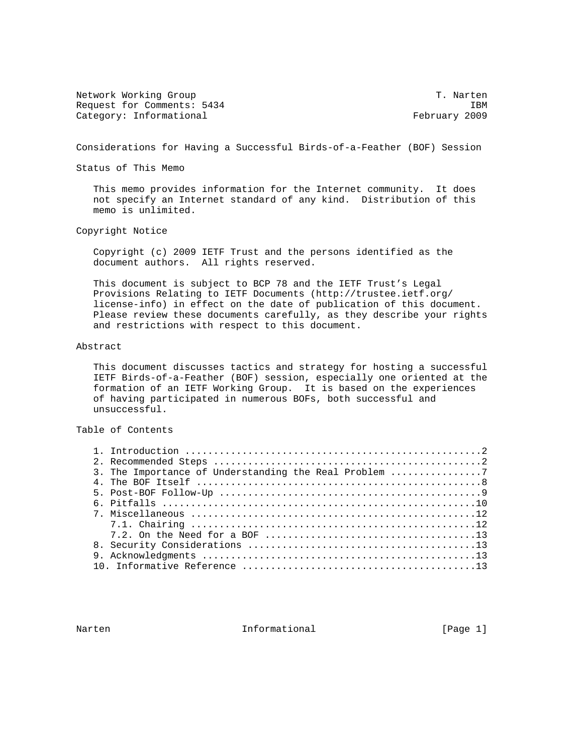Network Working Group T. Narten
Request for Comments: 5434 IBM
Category: Informational February 2009

# Considerations for Having a Successful Birds-of-a-Feather (BOF) Session

## Status of This Memo

This memo provides information for the Internet community. It does not specify an Internet standard of any kind. Distribution of this memo is unlimited.

## Copyright Notice

Copyright (c) 2009 IETF Trust and the persons identified as the document authors. All rights reserved.

This document is subject to BCP 78 and the IETF Trust's Legal Provisions Relating to IETF Documents (http://trustee.ietf.org/license-info) in effect on the date of publication of this document. Please review these documents carefully, as they describe your rights and restrictions with respect to this document.

## Abstract

This document discusses tactics and strategy for hosting a successful IETF Birds-of-a-Feather (BOF) session, especially one oriented at the formation of an IETF Working Group. It is based on the experiences of having participated in numerous BOFs, both successful and unsuccessful.

## Table of Contents

1. Introduction ....................................................2
2. Recommended Steps ...............................................2
3. The Importance of Understanding the Real Problem ................7
4. The BOF Itself ..................................................8
5. Post-BOF Follow-Up ..............................................9
6. Pitfalls .......................................................10
7. Miscellaneous ..................................................12
   7.1. Chairing ..................................................12
   7.2. On the Need for a BOF .....................................13
8. Security Considerations ........................................13
9. Acknowledgments ................................................13
10. Informative Reference .........................................13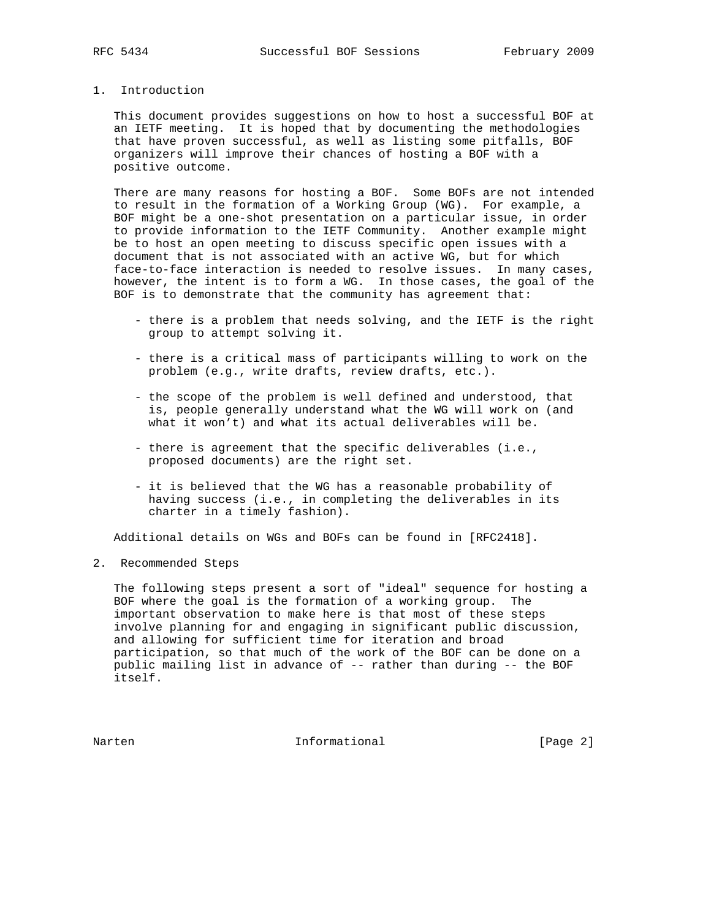## 1. Introduction

This document provides suggestions on how to host a successful BOF at an IETF meeting. It is hoped that by documenting the methodologies that have proven successful, as well as listing some pitfalls, BOF organizers will improve their chances of hosting a BOF with a positive outcome.

There are many reasons for hosting a BOF. Some BOFs are not intended to result in the formation of a Working Group (WG). For example, a BOF might be a one-shot presentation on a particular issue, in order to provide information to the IETF Community. Another example might be to host an open meeting to discuss specific open issues with a document that is not associated with an active WG, but for which face-to-face interaction is needed to resolve issues. In many cases, however, the intent is to form a WG. In those cases, the goal of the BOF is to demonstrate that the community has agreement that:

- there is a problem that needs solving, and the IETF is the right group to attempt solving it.
- there is a critical mass of participants willing to work on the problem (e.g., write drafts, review drafts, etc.).
- the scope of the problem is well defined and understood, that is, people generally understand what the WG will work on (and what it won't) and what its actual deliverables will be.
- there is agreement that the specific deliverables (i.e., proposed documents) are the right set.
- it is believed that the WG has a reasonable probability of having success (i.e., in completing the deliverables in its charter in a timely fashion).

Additional details on WGs and BOFs can be found in [RFC2418].

## 2. Recommended Steps

The following steps present a sort of "ideal" sequence for hosting a BOF where the goal is the formation of a working group. The important observation to make here is that most of these steps involve planning for and engaging in significant public discussion, and allowing for sufficient time for iteration and broad participation, so that much of the work of the BOF can be done on a public mailing list in advance of -- rather than during -- the BOF itself.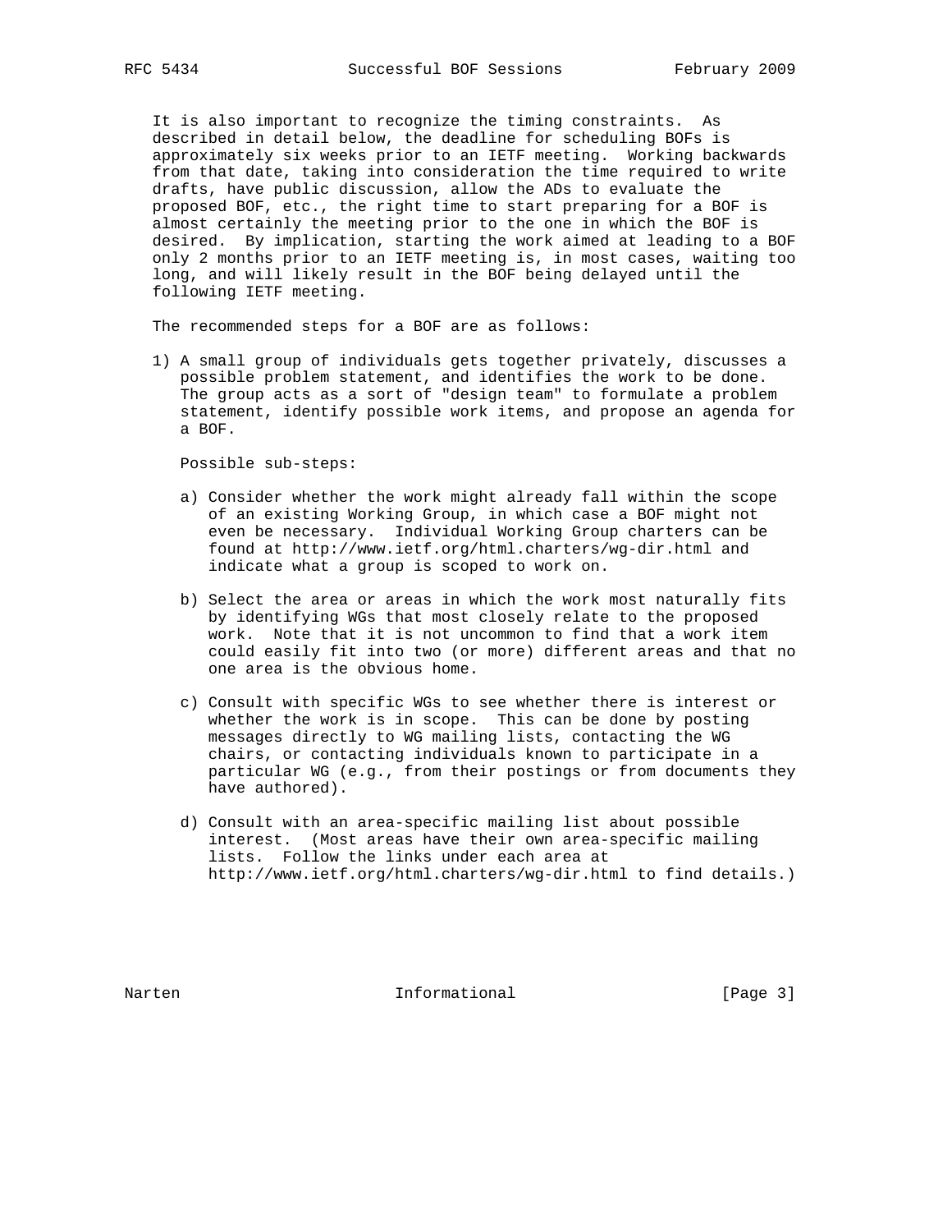It is also important to recognize the timing constraints. As described in detail below, the deadline for scheduling BOFs is approximately six weeks prior to an IETF meeting. Working backwards from that date, taking into consideration the time required to write drafts, have public discussion, allow the ADs to evaluate the proposed BOF, etc., the right time to start preparing for a BOF is almost certainly the meeting prior to the one in which the BOF is desired. By implication, starting the work aimed at leading to a BOF only 2 months prior to an IETF meeting is, in most cases, waiting too long, and will likely result in the BOF being delayed until the following IETF meeting.

The recommended steps for a BOF are as follows:

1) A small group of individuals gets together privately, discusses a possible problem statement, and identifies the work to be done. The group acts as a sort of "design team" to formulate a problem statement, identify possible work items, and propose an agenda for a BOF.

   Possible sub-steps:

   a) Consider whether the work might already fall within the scope of an existing Working Group, in which case a BOF might not even be necessary. Individual Working Group charters can be found at http://www.ietf.org/html.charters/wg-dir.html and indicate what a group is scoped to work on.

   b) Select the area or areas in which the work most naturally fits by identifying WGs that most closely relate to the proposed work. Note that it is not uncommon to find that a work item could easily fit into two (or more) different areas and that no one area is the obvious home.

   c) Consult with specific WGs to see whether there is interest or whether the work is in scope. This can be done by posting messages directly to WG mailing lists, contacting the WG chairs, or contacting individuals known to participate in a particular WG (e.g., from their postings or from documents they have authored).

   d) Consult with an area-specific mailing list about possible interest. (Most areas have their own area-specific mailing lists. Follow the links under each area at http://www.ietf.org/html.charters/wg-dir.html to find details.)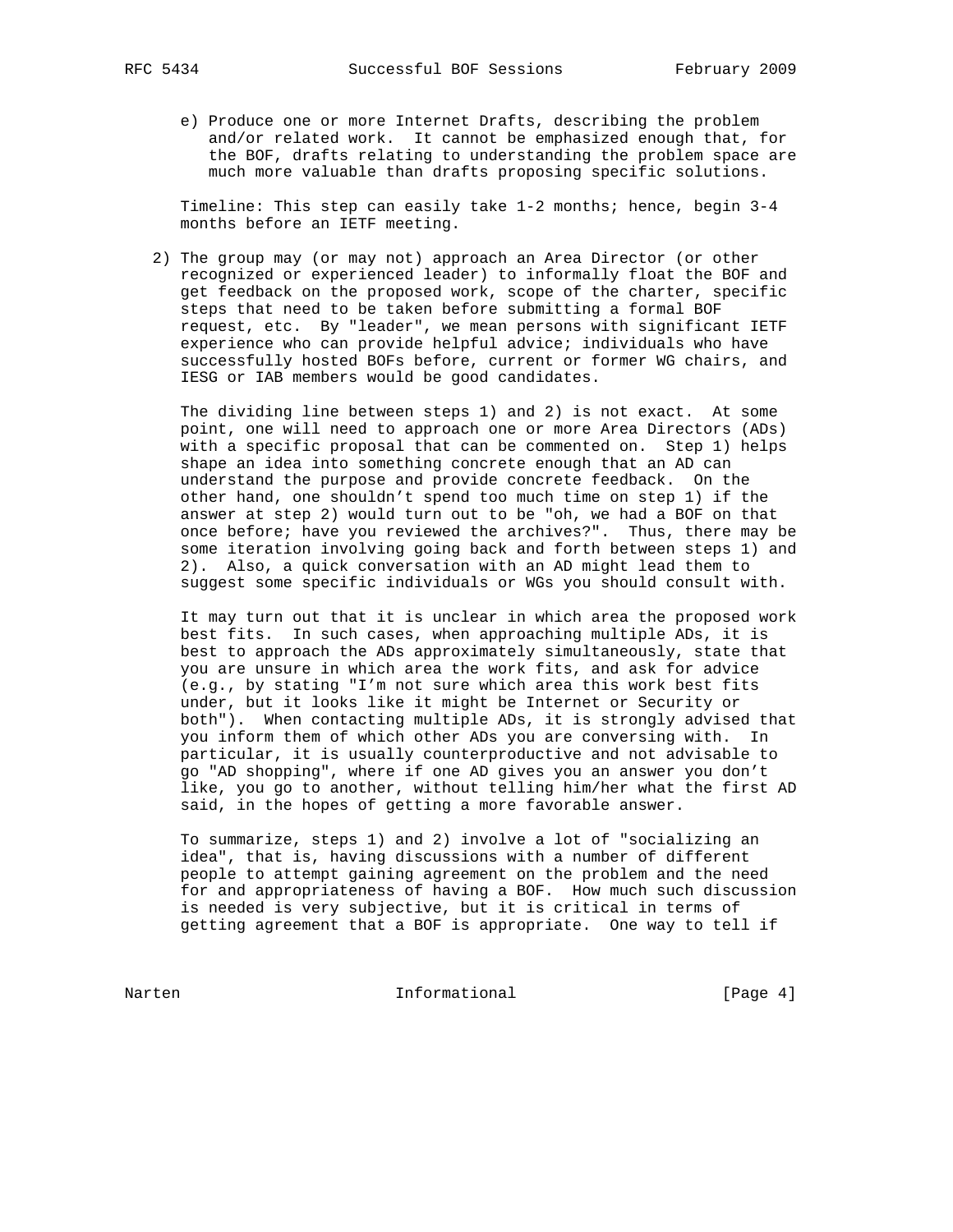e) Produce one or more Internet Drafts, describing the problem and/or related work. It cannot be emphasized enough that, for the BOF, drafts relating to understanding the problem space are much more valuable than drafts proposing specific solutions.

Timeline: This step can easily take 1-2 months; hence, begin 3-4 months before an IETF meeting.

2) The group may (or may not) approach an Area Director (or other recognized or experienced leader) to informally float the BOF and get feedback on the proposed work, scope of the charter, specific steps that need to be taken before submitting a formal BOF request, etc. By "leader", we mean persons with significant IETF experience who can provide helpful advice; individuals who have successfully hosted BOFs before, current or former WG chairs, and IESG or IAB members would be good candidates.

   The dividing line between steps 1) and 2) is not exact. At some point, one will need to approach one or more Area Directors (ADs) with a specific proposal that can be commented on. Step 1) helps shape an idea into something concrete enough that an AD can understand the purpose and provide concrete feedback. On the other hand, one shouldn't spend too much time on step 1) if the answer at step 2) would turn out to be "oh, we had a BOF on that once before; have you reviewed the archives?". Thus, there may be some iteration involving going back and forth between steps 1) and 2). Also, a quick conversation with an AD might lead them to suggest some specific individuals or WGs you should consult with.

   It may turn out that it is unclear in which area the proposed work best fits. In such cases, when approaching multiple ADs, it is best to approach the ADs approximately simultaneously, state that you are unsure in which area the work fits, and ask for advice (e.g., by stating "I'm not sure which area this work best fits under, but it looks like it might be Internet or Security or both"). When contacting multiple ADs, it is strongly advised that you inform them of which other ADs you are conversing with. In particular, it is usually counterproductive and not advisable to go "AD shopping", where if one AD gives you an answer you don't like, you go to another, without telling him/her what the first AD said, in the hopes of getting a more favorable answer.

   To summarize, steps 1) and 2) involve a lot of "socializing an idea", that is, having discussions with a number of different people to attempt gaining agreement on the problem and the need for and appropriateness of having a BOF. How much such discussion is needed is very subjective, but it is critical in terms of getting agreement that a BOF is appropriate. One way to tell if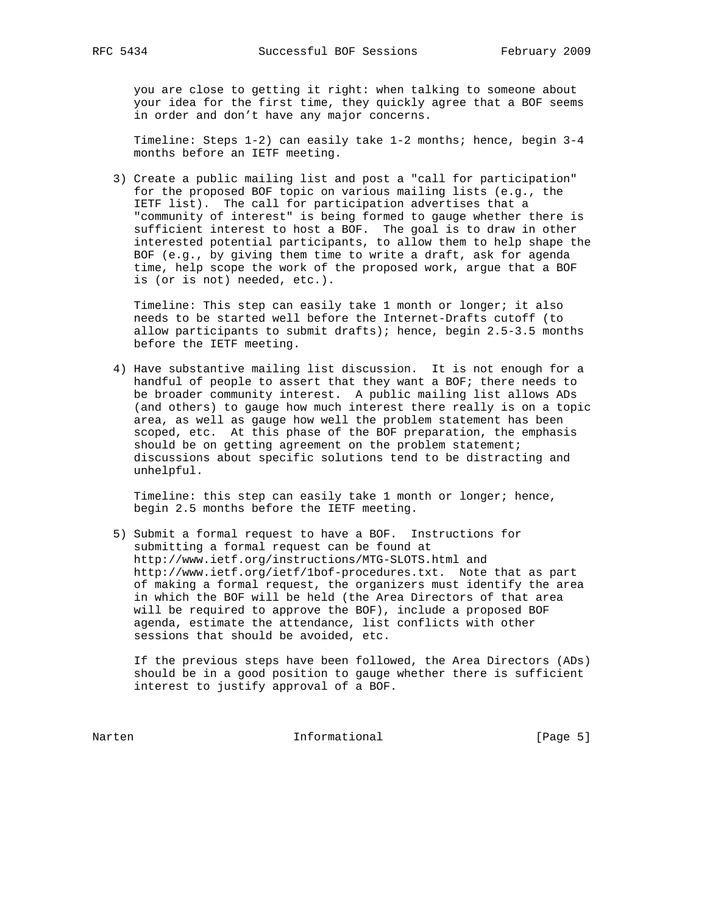you are close to getting it right: when talking to someone about your idea for the first time, they quickly agree that a BOF seems in order and don't have any major concerns.

Timeline: Steps 1-2) can easily take 1-2 months; hence, begin 3-4 months before an IETF meeting.

3) Create a public mailing list and post a "call for participation" for the proposed BOF topic on various mailing lists (e.g., the IETF list). The call for participation advertises that a "community of interest" is being formed to gauge whether there is sufficient interest to host a BOF. The goal is to draw in other interested potential participants, to allow them to help shape the BOF (e.g., by giving them time to write a draft, ask for agenda time, help scope the work of the proposed work, argue that a BOF is (or is not) needed, etc.).

   Timeline: This step can easily take 1 month or longer; it also needs to be started well before the Internet-Drafts cutoff (to allow participants to submit drafts); hence, begin 2.5-3.5 months before the IETF meeting.

4) Have substantive mailing list discussion. It is not enough for a handful of people to assert that they want a BOF; there needs to be broader community interest. A public mailing list allows ADs (and others) to gauge how much interest there really is on a topic area, as well as gauge how well the problem statement has been scoped, etc. At this phase of the BOF preparation, the emphasis should be on getting agreement on the problem statement; discussions about specific solutions tend to be distracting and unhelpful.

   Timeline: this step can easily take 1 month or longer; hence, begin 2.5 months before the IETF meeting.

5) Submit a formal request to have a BOF. Instructions for submitting a formal request can be found at http://www.ietf.org/instructions/MTG-SLOTS.html and http://www.ietf.org/ietf/1bof-procedures.txt. Note that as part of making a formal request, the organizers must identify the area in which the BOF will be held (the Area Directors of that area will be required to approve the BOF), include a proposed BOF agenda, estimate the attendance, list conflicts with other sessions that should be avoided, etc.

   If the previous steps have been followed, the Area Directors (ADs) should be in a good position to gauge whether there is sufficient interest to justify approval of a BOF.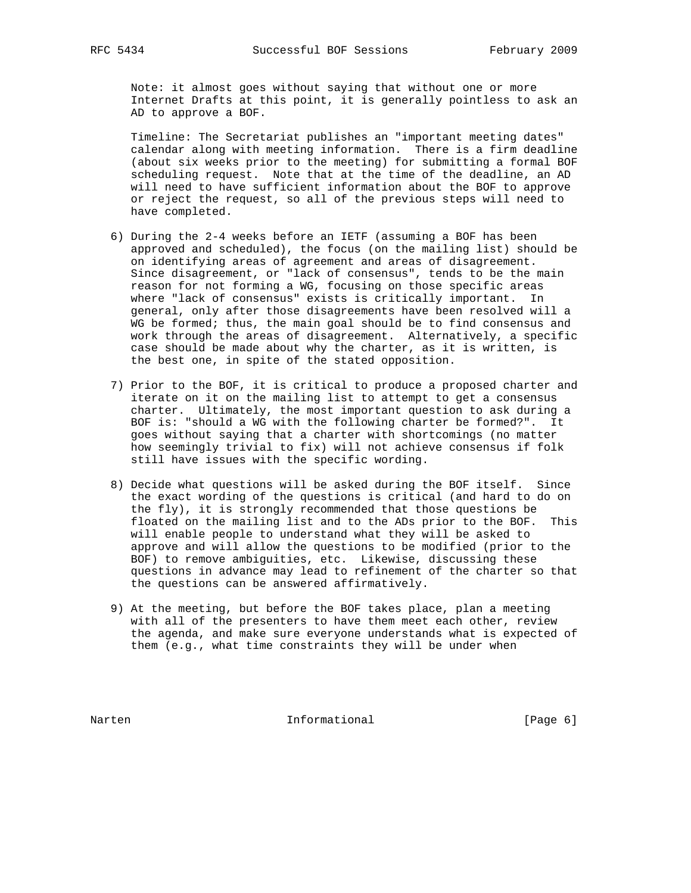Note: it almost goes without saying that without one or more Internet Drafts at this point, it is generally pointless to ask an AD to approve a BOF.

Timeline: The Secretariat publishes an "important meeting dates" calendar along with meeting information. There is a firm deadline (about six weeks prior to the meeting) for submitting a formal BOF scheduling request. Note that at the time of the deadline, an AD will need to have sufficient information about the BOF to approve or reject the request, so all of the previous steps will need to have completed.

6) During the 2-4 weeks before an IETF (assuming a BOF has been approved and scheduled), the focus (on the mailing list) should be on identifying areas of agreement and areas of disagreement. Since disagreement, or "lack of consensus", tends to be the main reason for not forming a WG, focusing on those specific areas where "lack of consensus" exists is critically important. In general, only after those disagreements have been resolved will a WG be formed; thus, the main goal should be to find consensus and work through the areas of disagreement. Alternatively, a specific case should be made about why the charter, as it is written, is the best one, in spite of the stated opposition.

7) Prior to the BOF, it is critical to produce a proposed charter and iterate on it on the mailing list to attempt to get a consensus charter. Ultimately, the most important question to ask during a BOF is: "should a WG with the following charter be formed?". It goes without saying that a charter with shortcomings (no matter how seemingly trivial to fix) will not achieve consensus if folk still have issues with the specific wording.

8) Decide what questions will be asked during the BOF itself. Since the exact wording of the questions is critical (and hard to do on the fly), it is strongly recommended that those questions be floated on the mailing list and to the ADs prior to the BOF. This will enable people to understand what they will be asked to approve and will allow the questions to be modified (prior to the BOF) to remove ambiguities, etc. Likewise, discussing these questions in advance may lead to refinement of the charter so that the questions can be answered affirmatively.

9) At the meeting, but before the BOF takes place, plan a meeting with all of the presenters to have them meet each other, review the agenda, and make sure everyone understands what is expected of them (e.g., what time constraints they will be under when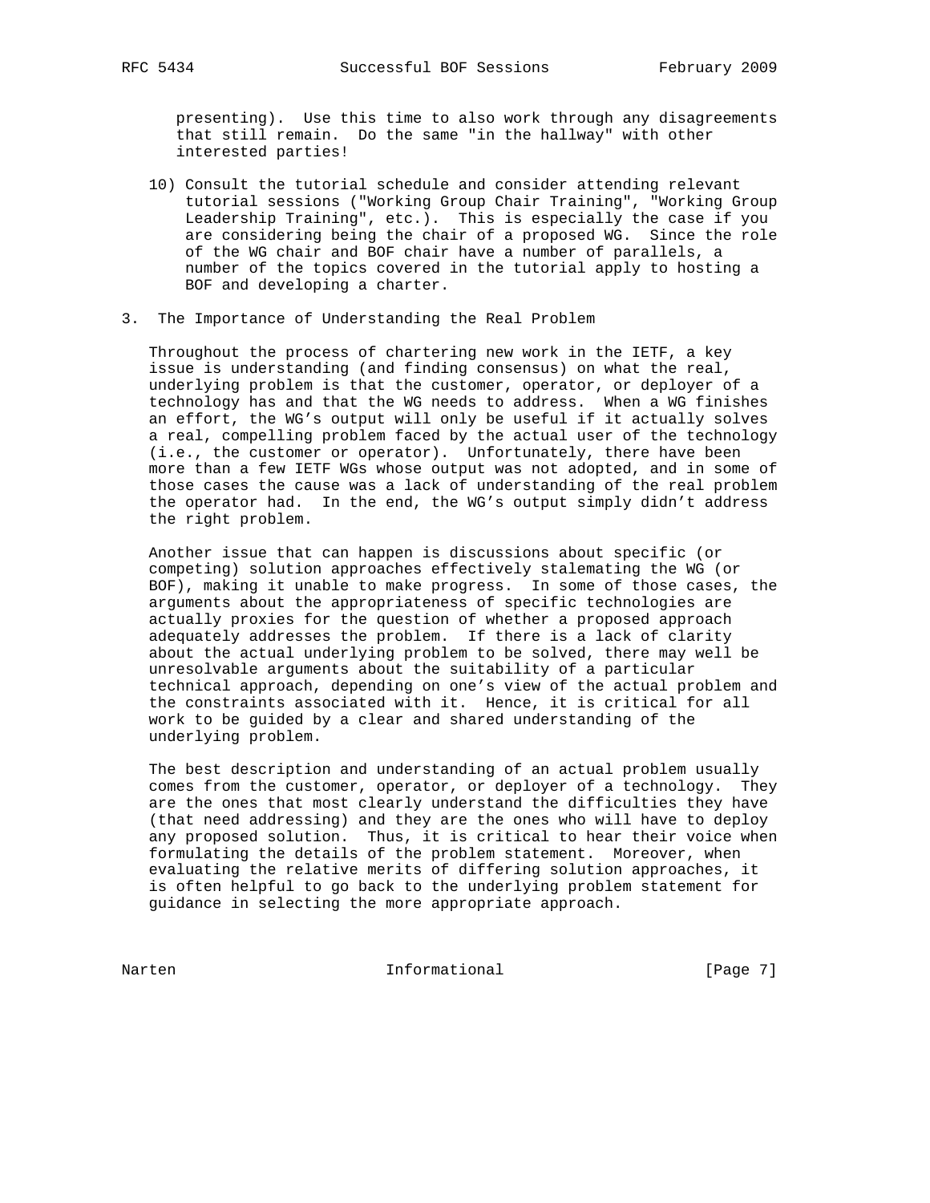presenting). Use this time to also work through any disagreements that still remain. Do the same "in the hallway" with other interested parties!

10) Consult the tutorial schedule and consider attending relevant tutorial sessions ("Working Group Chair Training", "Working Group Leadership Training", etc.). This is especially the case if you are considering being the chair of a proposed WG. Since the role of the WG chair and BOF chair have a number of parallels, a number of the topics covered in the tutorial apply to hosting a BOF and developing a charter.

## 3. The Importance of Understanding the Real Problem

Throughout the process of chartering new work in the IETF, a key issue is understanding (and finding consensus) on what the real, underlying problem is that the customer, operator, or deployer of a technology has and that the WG needs to address. When a WG finishes an effort, the WG's output will only be useful if it actually solves a real, compelling problem faced by the actual user of the technology (i.e., the customer or operator). Unfortunately, there have been more than a few IETF WGs whose output was not adopted, and in some of those cases the cause was a lack of understanding of the real problem the operator had. In the end, the WG's output simply didn't address the right problem.

Another issue that can happen is discussions about specific (or competing) solution approaches effectively stalemating the WG (or BOF), making it unable to make progress. In some of those cases, the arguments about the appropriateness of specific technologies are actually proxies for the question of whether a proposed approach adequately addresses the problem. If there is a lack of clarity about the actual underlying problem to be solved, there may well be unresolvable arguments about the suitability of a particular technical approach, depending on one's view of the actual problem and the constraints associated with it. Hence, it is critical for all work to be guided by a clear and shared understanding of the underlying problem.

The best description and understanding of an actual problem usually comes from the customer, operator, or deployer of a technology. They are the ones that most clearly understand the difficulties they have (that need addressing) and they are the ones who will have to deploy any proposed solution. Thus, it is critical to hear their voice when formulating the details of the problem statement. Moreover, when evaluating the relative merits of differing solution approaches, it is often helpful to go back to the underlying problem statement for guidance in selecting the more appropriate approach.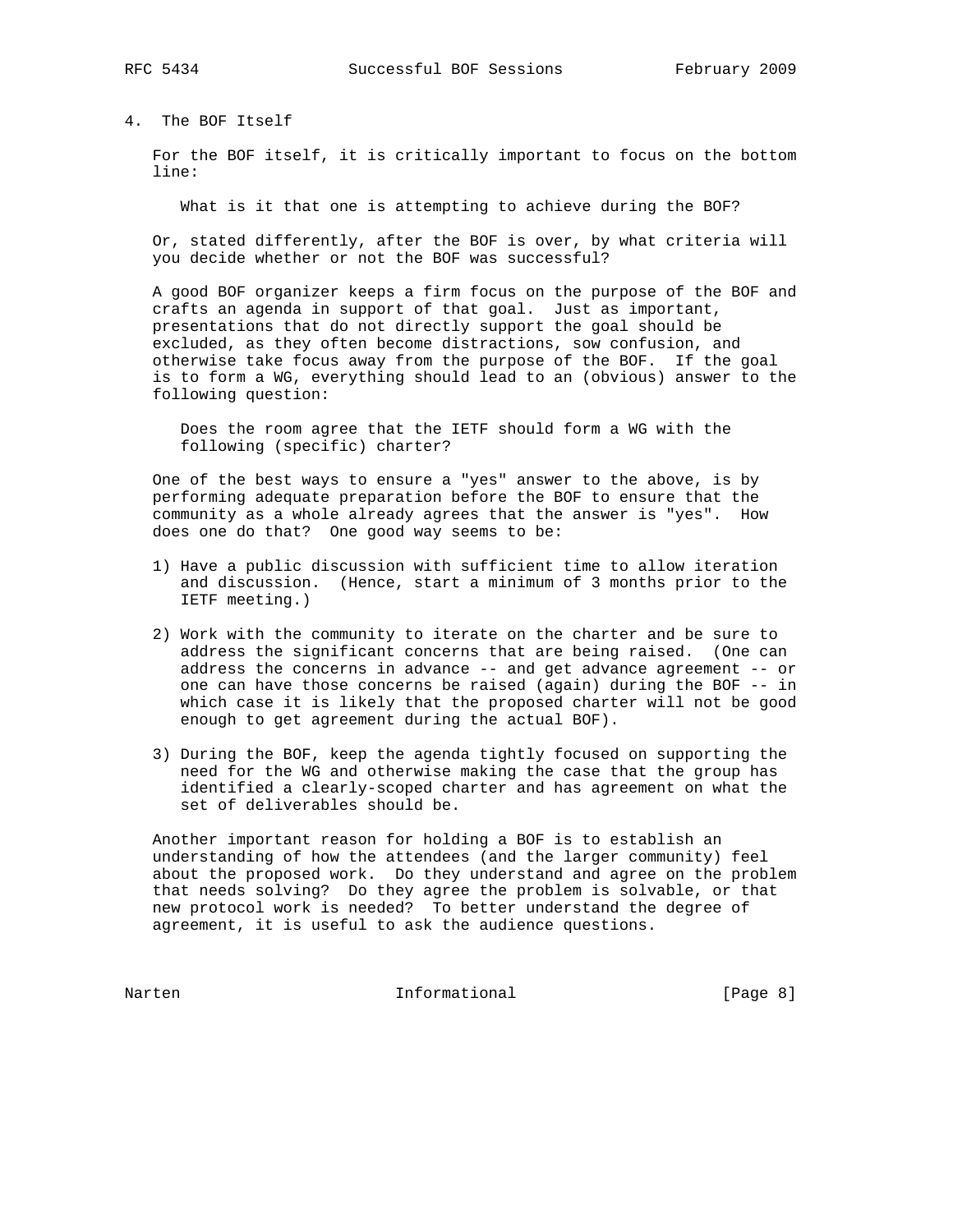## 4. The BOF Itself

For the BOF itself, it is critically important to focus on the bottom line:

> What is it that one is attempting to achieve during the BOF?

Or, stated differently, after the BOF is over, by what criteria will you decide whether or not the BOF was successful?

A good BOF organizer keeps a firm focus on the purpose of the BOF and crafts an agenda in support of that goal. Just as important, presentations that do not directly support the goal should be excluded, as they often become distractions, sow confusion, and otherwise take focus away from the purpose of the BOF. If the goal is to form a WG, everything should lead to an (obvious) answer to the following question:

> Does the room agree that the IETF should form a WG with the following (specific) charter?

One of the best ways to ensure a "yes" answer to the above, is by performing adequate preparation before the BOF to ensure that the community as a whole already agrees that the answer is "yes". How does one do that? One good way seems to be:

1) Have a public discussion with sufficient time to allow iteration and discussion. (Hence, start a minimum of 3 months prior to the IETF meeting.)

2) Work with the community to iterate on the charter and be sure to address the significant concerns that are being raised. (One can address the concerns in advance -- and get advance agreement -- or one can have those concerns be raised (again) during the BOF -- in which case it is likely that the proposed charter will not be good enough to get agreement during the actual BOF).

3) During the BOF, keep the agenda tightly focused on supporting the need for the WG and otherwise making the case that the group has identified a clearly-scoped charter and has agreement on what the set of deliverables should be.

Another important reason for holding a BOF is to establish an understanding of how the attendees (and the larger community) feel about the proposed work. Do they understand and agree on the problem that needs solving? Do they agree the problem is solvable, or that new protocol work is needed? To better understand the degree of agreement, it is useful to ask the audience questions.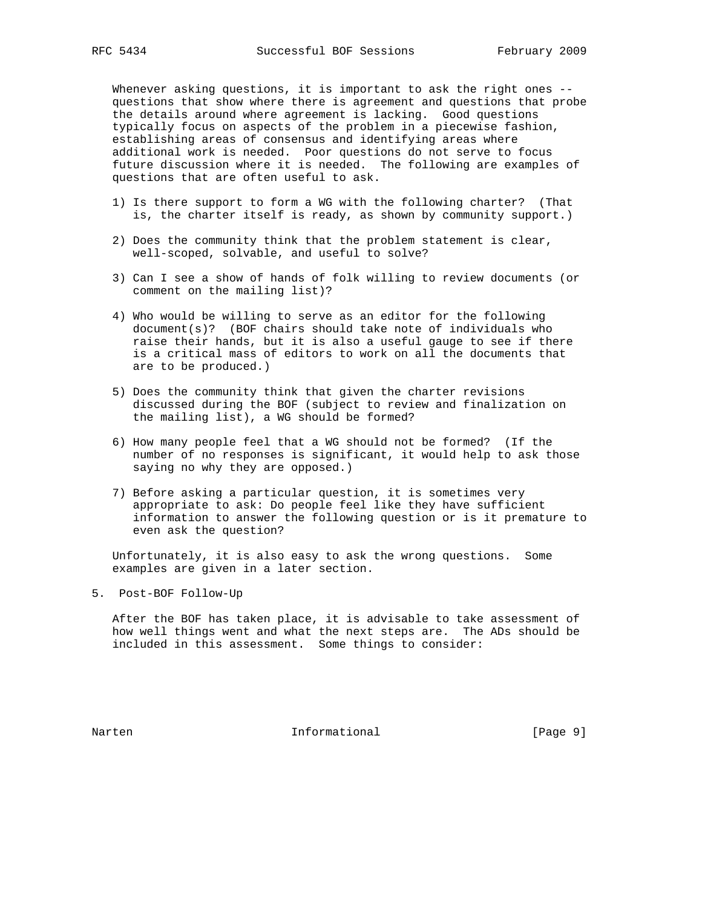Whenever asking questions, it is important to ask the right ones -- questions that show where there is agreement and questions that probe the details around where agreement is lacking. Good questions typically focus on aspects of the problem in a piecewise fashion, establishing areas of consensus and identifying areas where additional work is needed. Poor questions do not serve to focus future discussion where it is needed. The following are examples of questions that are often useful to ask.

1) Is there support to form a WG with the following charter? (That is, the charter itself is ready, as shown by community support.)

2) Does the community think that the problem statement is clear, well-scoped, solvable, and useful to solve?

3) Can I see a show of hands of folk willing to review documents (or comment on the mailing list)?

4) Who would be willing to serve as an editor for the following document(s)? (BOF chairs should take note of individuals who raise their hands, but it is also a useful gauge to see if there is a critical mass of editors to work on all the documents that are to be produced.)

5) Does the community think that given the charter revisions discussed during the BOF (subject to review and finalization on the mailing list), a WG should be formed?

6) How many people feel that a WG should not be formed? (If the number of no responses is significant, it would help to ask those saying no why they are opposed.)

7) Before asking a particular question, it is sometimes very appropriate to ask: Do people feel like they have sufficient information to answer the following question or is it premature to even ask the question?

Unfortunately, it is also easy to ask the wrong questions. Some examples are given in a later section.

## 5. Post-BOF Follow-Up

After the BOF has taken place, it is advisable to take assessment of how well things went and what the next steps are. The ADs should be included in this assessment. Some things to consider: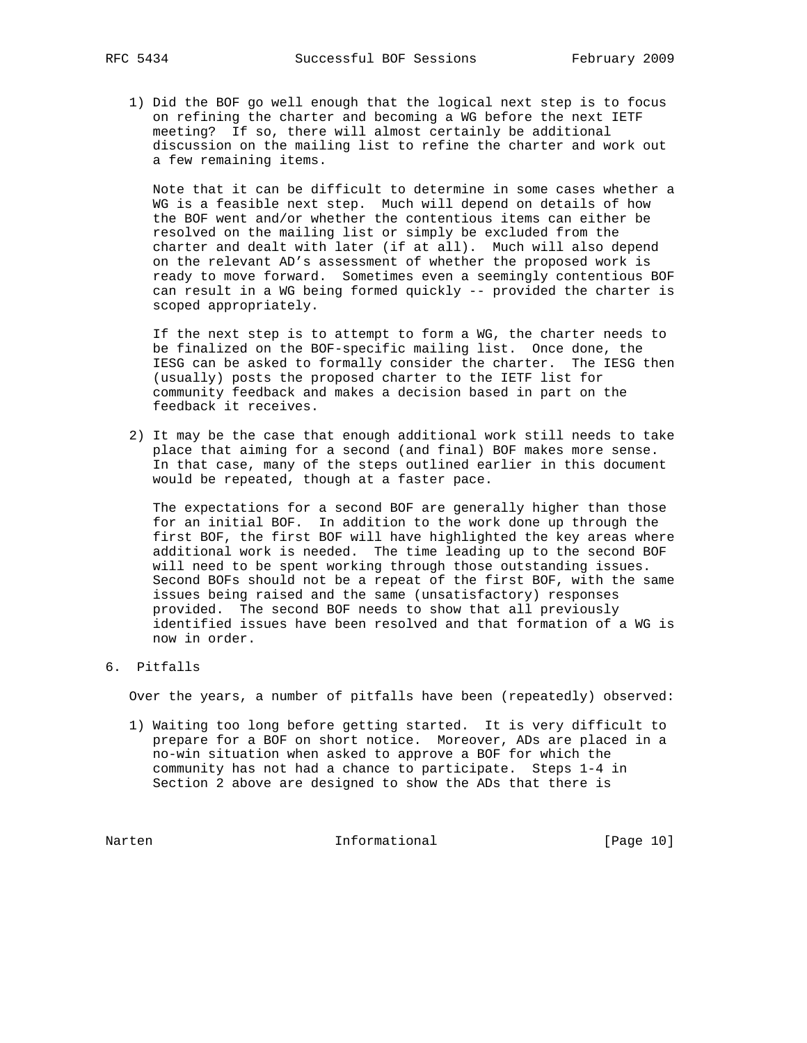1) Did the BOF go well enough that the logical next step is to focus on refining the charter and becoming a WG before the next IETF meeting? If so, there will almost certainly be additional discussion on the mailing list to refine the charter and work out a few remaining items.

   Note that it can be difficult to determine in some cases whether a WG is a feasible next step. Much will depend on details of how the BOF went and/or whether the contentious items can either be resolved on the mailing list or simply be excluded from the charter and dealt with later (if at all). Much will also depend on the relevant AD's assessment of whether the proposed work is ready to move forward. Sometimes even a seemingly contentious BOF can result in a WG being formed quickly -- provided the charter is scoped appropriately.

   If the next step is to attempt to form a WG, the charter needs to be finalized on the BOF-specific mailing list. Once done, the IESG can be asked to formally consider the charter. The IESG then (usually) posts the proposed charter to the IETF list for community feedback and makes a decision based in part on the feedback it receives.

2) It may be the case that enough additional work still needs to take place that aiming for a second (and final) BOF makes more sense. In that case, many of the steps outlined earlier in this document would be repeated, though at a faster pace.

   The expectations for a second BOF are generally higher than those for an initial BOF. In addition to the work done up through the first BOF, the first BOF will have highlighted the key areas where additional work is needed. The time leading up to the second BOF will need to be spent working through those outstanding issues. Second BOFs should not be a repeat of the first BOF, with the same issues being raised and the same (unsatisfactory) responses provided. The second BOF needs to show that all previously identified issues have been resolved and that formation of a WG is now in order.

## 6. Pitfalls

Over the years, a number of pitfalls have been (repeatedly) observed:

1) Waiting too long before getting started. It is very difficult to prepare for a BOF on short notice. Moreover, ADs are placed in a no-win situation when asked to approve a BOF for which the community has not had a chance to participate. Steps 1-4 in Section 2 above are designed to show the ADs that there is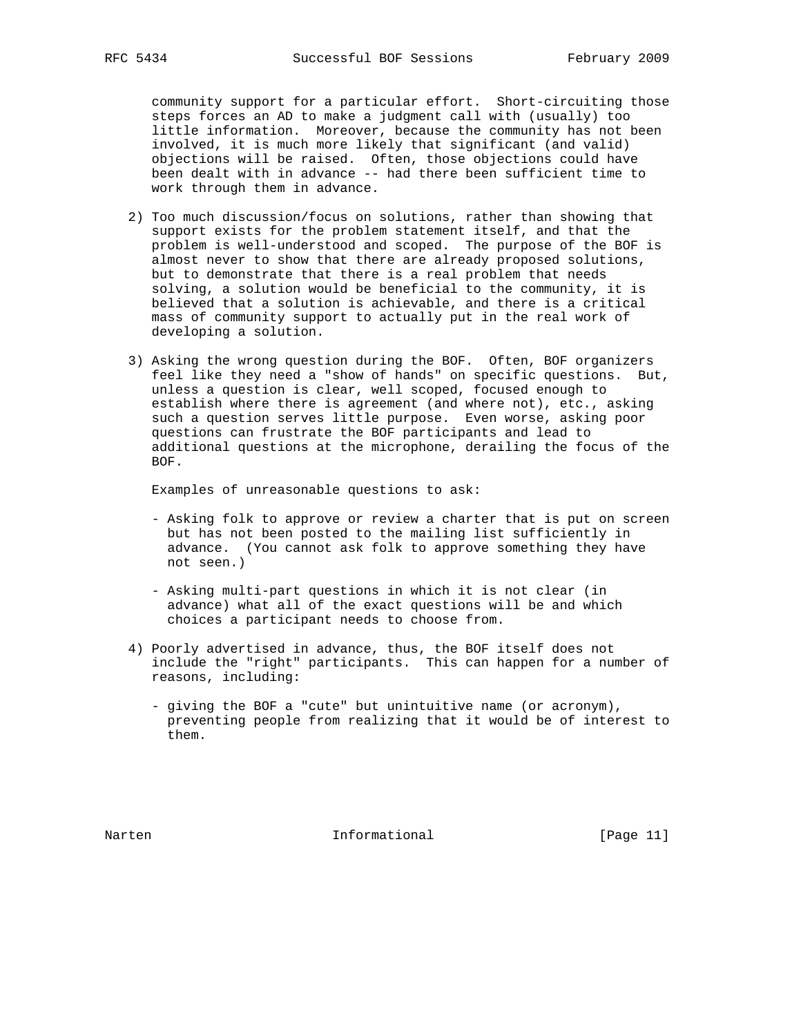community support for a particular effort. Short-circuiting those steps forces an AD to make a judgment call with (usually) too little information. Moreover, because the community has not been involved, it is much more likely that significant (and valid) objections will be raised. Often, those objections could have been dealt with in advance -- had there been sufficient time to work through them in advance.

2) Too much discussion/focus on solutions, rather than showing that support exists for the problem statement itself, and that the problem is well-understood and scoped. The purpose of the BOF is almost never to show that there are already proposed solutions, but to demonstrate that there is a real problem that needs solving, a solution would be beneficial to the community, it is believed that a solution is achievable, and there is a critical mass of community support to actually put in the real work of developing a solution.

3) Asking the wrong question during the BOF. Often, BOF organizers feel like they need a "show of hands" on specific questions. But, unless a question is clear, well scoped, focused enough to establish where there is agreement (and where not), etc., asking such a question serves little purpose. Even worse, asking poor questions can frustrate the BOF participants and lead to additional questions at the microphone, derailing the focus of the BOF.

   Examples of unreasonable questions to ask:

   - Asking folk to approve or review a charter that is put on screen but has not been posted to the mailing list sufficiently in advance. (You cannot ask folk to approve something they have not seen.)

   - Asking multi-part questions in which it is not clear (in advance) what all of the exact questions will be and which choices a participant needs to choose from.

4) Poorly advertised in advance, thus, the BOF itself does not include the "right" participants. This can happen for a number of reasons, including:

   - giving the BOF a "cute" but unintuitive name (or acronym), preventing people from realizing that it would be of interest to them.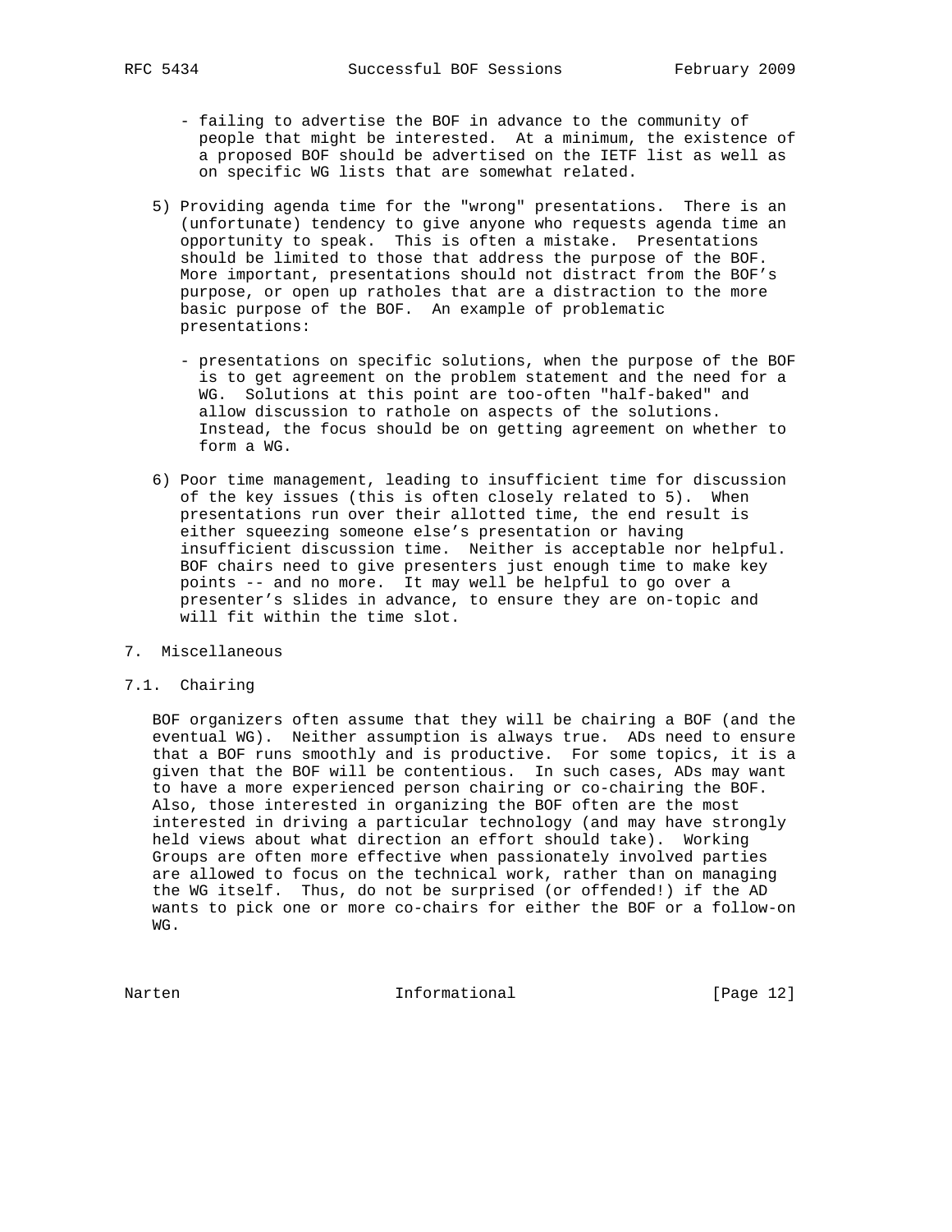- failing to advertise the BOF in advance to the community of people that might be interested. At a minimum, the existence of a proposed BOF should be advertised on the IETF list as well as on specific WG lists that are somewhat related.

5) Providing agenda time for the "wrong" presentations. There is an (unfortunate) tendency to give anyone who requests agenda time an opportunity to speak. This is often a mistake. Presentations should be limited to those that address the purpose of the BOF. More important, presentations should not distract from the BOF's purpose, or open up ratholes that are a distraction to the more basic purpose of the BOF. An example of problematic presentations:

   - presentations on specific solutions, when the purpose of the BOF is to get agreement on the problem statement and the need for a WG. Solutions at this point are too-often "half-baked" and allow discussion to rathole on aspects of the solutions. Instead, the focus should be on getting agreement on whether to form a WG.

6) Poor time management, leading to insufficient time for discussion of the key issues (this is often closely related to 5). When presentations run over their allotted time, the end result is either squeezing someone else's presentation or having insufficient discussion time. Neither is acceptable nor helpful. BOF chairs need to give presenters just enough time to make key points -- and no more. It may well be helpful to go over a presenter's slides in advance, to ensure they are on-topic and will fit within the time slot.

## 7. Miscellaneous

### 7.1. Chairing

BOF organizers often assume that they will be chairing a BOF (and the eventual WG). Neither assumption is always true. ADs need to ensure that a BOF runs smoothly and is productive. For some topics, it is a given that the BOF will be contentious. In such cases, ADs may want to have a more experienced person chairing or co-chairing the BOF. Also, those interested in organizing the BOF often are the most interested in driving a particular technology (and may have strongly held views about what direction an effort should take). Working Groups are often more effective when passionately involved parties are allowed to focus on the technical work, rather than on managing the WG itself. Thus, do not be surprised (or offended!) if the AD wants to pick one or more co-chairs for either the BOF or a follow-on WG.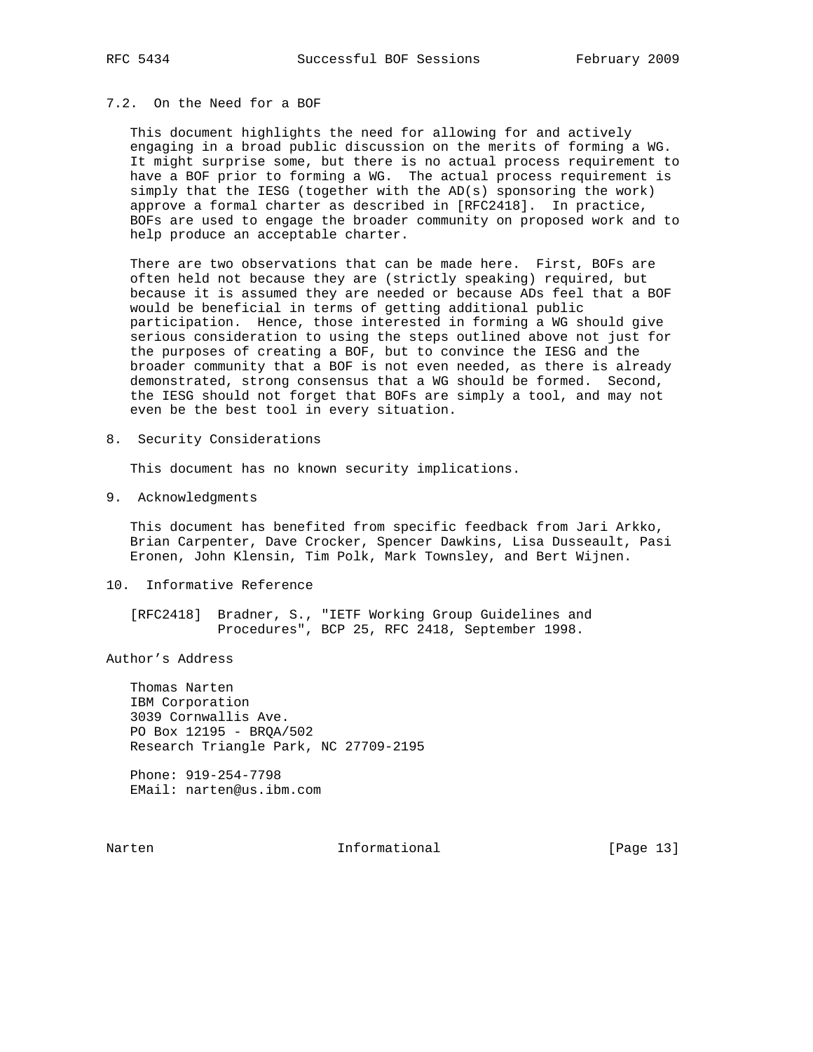### 7.2. On the Need for a BOF

This document highlights the need for allowing for and actively engaging in a broad public discussion on the merits of forming a WG. It might surprise some, but there is no actual process requirement to have a BOF prior to forming a WG. The actual process requirement is simply that the IESG (together with the AD(s) sponsoring the work) approve a formal charter as described in [RFC2418]. In practice, BOFs are used to engage the broader community on proposed work and to help produce an acceptable charter.

There are two observations that can be made here. First, BOFs are often held not because they are (strictly speaking) required, but because it is assumed they are needed or because ADs feel that a BOF would be beneficial in terms of getting additional public participation. Hence, those interested in forming a WG should give serious consideration to using the steps outlined above not just for the purposes of creating a BOF, but to convince the IESG and the broader community that a BOF is not even needed, as there is already demonstrated, strong consensus that a WG should be formed. Second, the IESG should not forget that BOFs are simply a tool, and may not even be the best tool in every situation.

## 8. Security Considerations

This document has no known security implications.

## 9. Acknowledgments

This document has benefited from specific feedback from Jari Arkko, Brian Carpenter, Dave Crocker, Spencer Dawkins, Lisa Dusseault, Pasi Eronen, John Klensin, Tim Polk, Mark Townsley, and Bert Wijnen.

## 10. Informative Reference

[RFC2418] Bradner, S., "IETF Working Group Guidelines and Procedures", BCP 25, RFC 2418, September 1998.

## Author's Address

Thomas Narten
IBM Corporation
3039 Cornwallis Ave.
PO Box 12195 - BRQA/502
Research Triangle Park, NC 27709-2195

Phone: 919-254-7798
EMail: narten@us.ibm.com